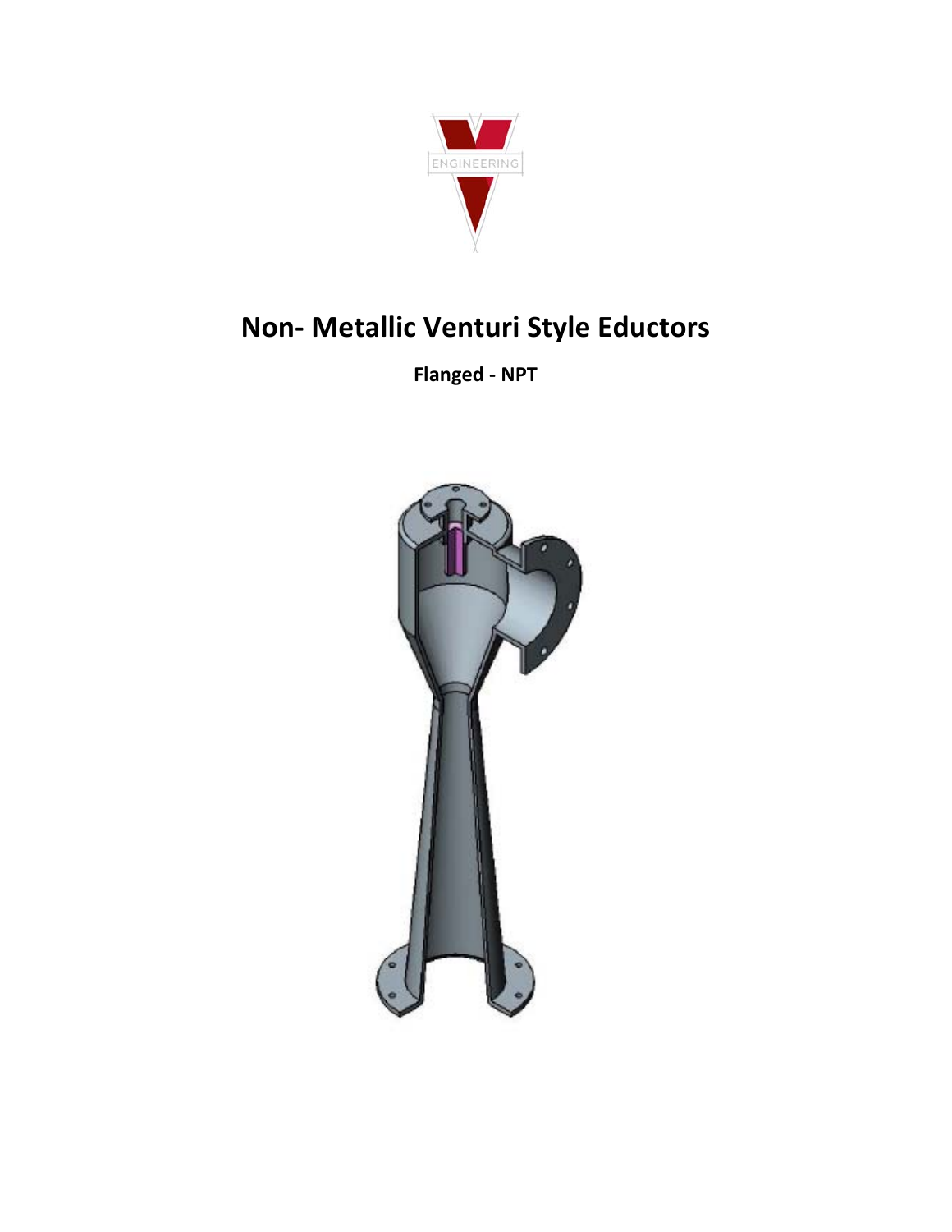# Non- Metallic Venturi Style Eductors

**Flanged - NPT**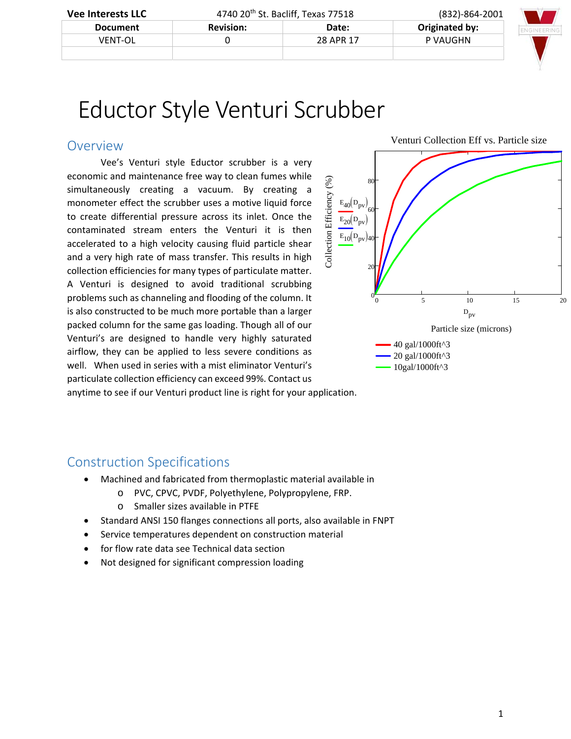| Vee Interests LLC | 4740 20th St. Bacliff, Texas 77518 | | (832)-864-2001 |
|---|---|---|---|
| **Document** | **Revision:** | **Date:** | **Originated by:** |
| VENT-OL | 0 | 28 APR 17 | P VAUGHN |
| | | | |

# Eductor Style Venturi Scrubber

## Overview

Vee's Venturi style Eductor scrubber is a very economic and maintenance free way to clean fumes while simultaneously creating a vacuum. By creating a monometer effect the scrubber uses a motive liquid force to create differential pressure across its inlet. Once the contaminated stream enters the Venturi it is then accelerated to a high velocity causing fluid particle shear and a very high rate of mass transfer. This results in high collection efficiencies for many types of particulate matter. A Venturi is designed to avoid traditional scrubbing problems such as channeling and flooding of the column. It is also constructed to be much more portable than a larger packed column for the same gas loading. Though all of our Venturi's are designed to handle very highly saturated airflow, they can be applied to less severe conditions as well. When used in series with a mist eliminator Venturi's particulate collection efficiency can exceed 99%. Contact us anytime to see if our Venturi product line is right for your application.

Venturi Collection Eff vs. Particle size

Collection Efficiency (%) vs. $D_{pv}$ — Particle size (microns)

- $E_{40}(D_{pv})$ — 40 gal/1000ft^3
- $E_{20}(D_{pv})$ — 20 gal/1000ft^3
- $E_{10}(D_{pv})$ — 10gal/1000ft^3

## Construction Specifications

- Machined and fabricated from thermoplastic material available in
  - PVC, CPVC, PVDF, Polyethylene, Polypropylene, FRP.
  - Smaller sizes available in PTFE
- Standard ANSI 150 flanges connections all ports, also available in FNPT
- Service temperatures dependent on construction material
- for flow rate data see Technical data section
- Not designed for significant compression loading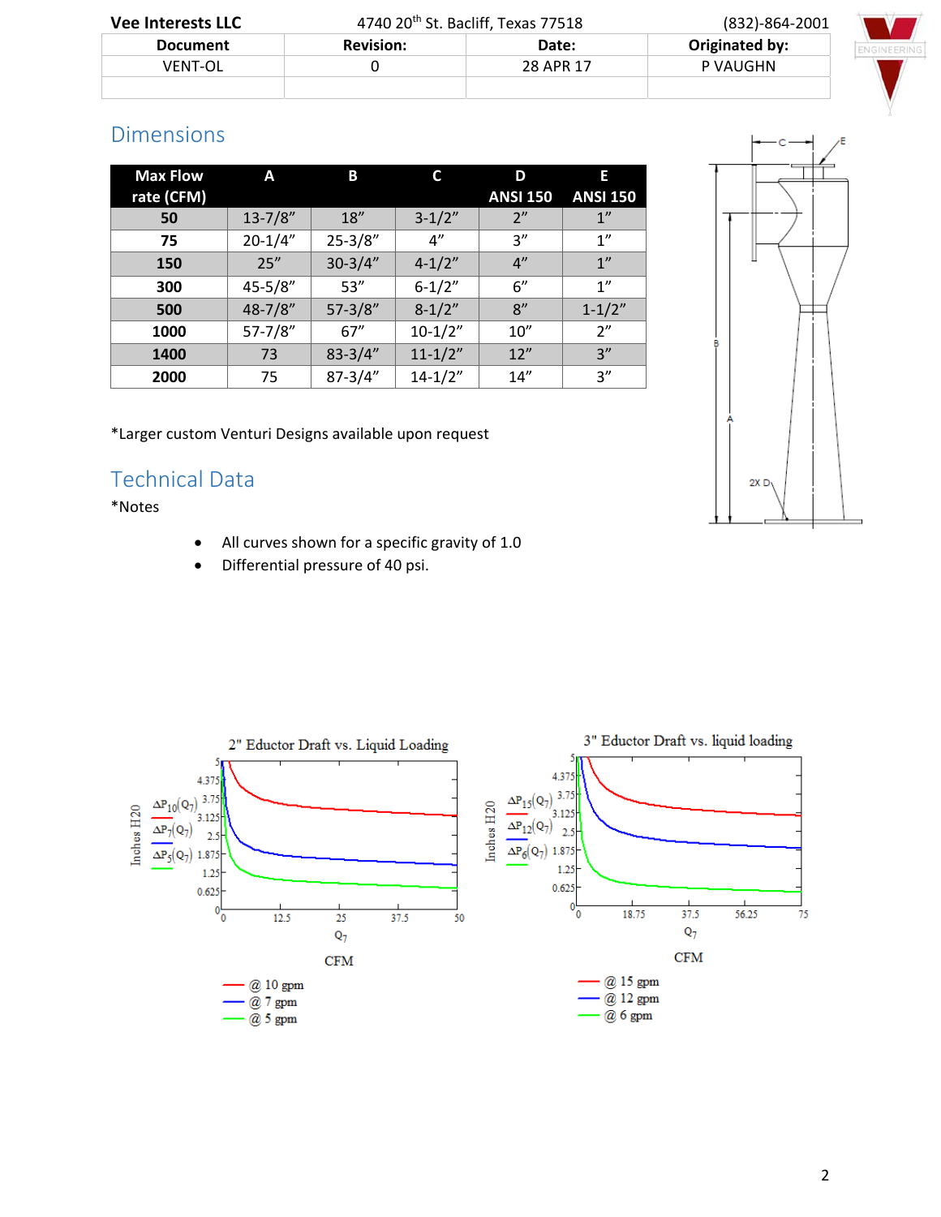| Vee Interests LLC | 4740 20th St. Bacliff, Texas 77518 | | (832)-864-2001 |
|---|---|---|---|
| **Document** | **Revision:** | **Date:** | **Originated by:** |
| VENT-OL | 0 | 28 APR 17 | P VAUGHN |

## Dimensions

| Max Flow rate (CFM) | A | B | C | D ANSI 150 | E ANSI 150 |
|---|---|---|---|---|---|
| **50** | 13-7/8” | 18” | 3-1/2” | 2” | 1” |
| **75** | 20-1/4” | 25-3/8” | 4” | 3” | 1” |
| **150** | 25” | 30-3/4” | 4-1/2” | 4” | 1” |
| **300** | 45-5/8” | 53” | 6-1/2” | 6” | 1” |
| **500** | 48-7/8” | 57-3/8” | 8-1/2” | 8” | 1-1/2” |
| **1000** | 57-7/8” | 67” | 10-1/2” | 10” | 2” |
| **1400** | 73 | 83-3/4” | 11-1/2” | 12” | 3” |
| **2000** | 75 | 87-3/4” | 14-1/2” | 14” | 3” |

*Larger custom Venturi Designs available upon request

## Technical Data

*Notes

- All curves shown for a specific gravity of 1.0
- Differential pressure of 40 psi.

2" Eductor Draft vs. Liquid Loading

Inches H20 vs. CFM ($Q_7$)

- @ 10 gpm
- @ 7 gpm
- @ 5 gpm

3" Eductor Draft vs. liquid loading

Inches H20 vs. CFM ($Q_7$)

- @ 15 gpm
- @ 12 gpm
- @ 6 gpm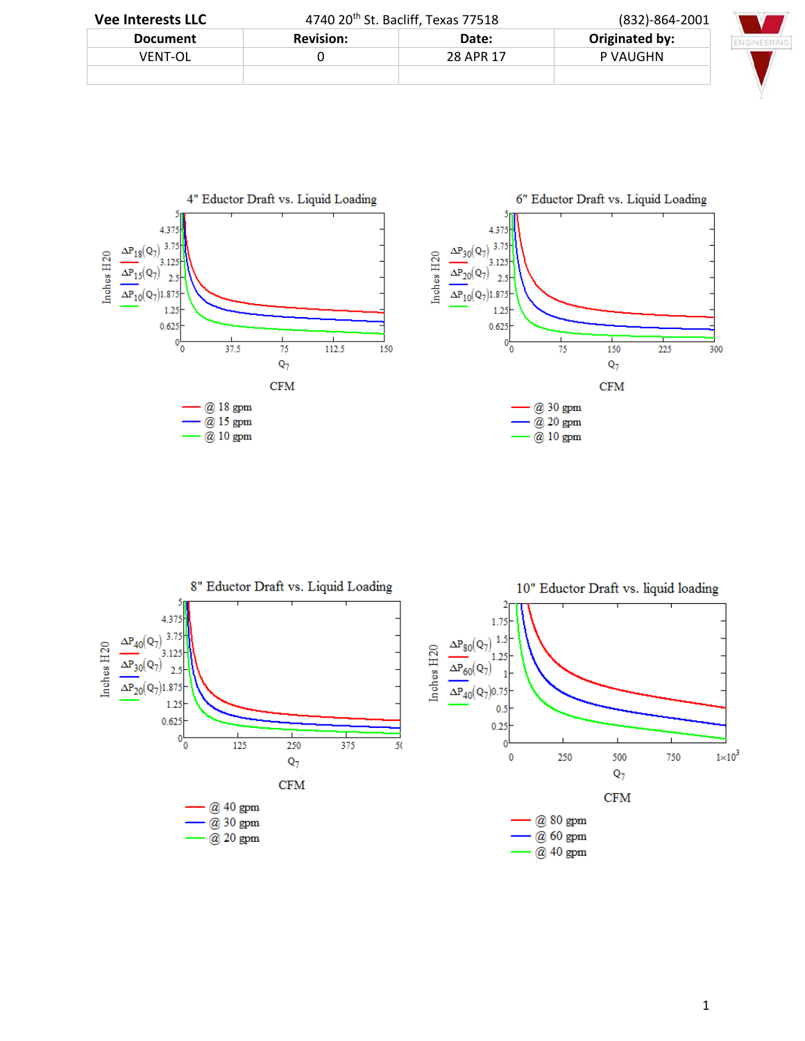| Vee Interests LLC | 4740 20th St. Bacliff, Texas 77518 | | (832)-864-2001 |
|---|---|---|---|
| **Document** | **Revision:** | **Date:** | **Originated by:** |
| VENT-OL | 0 | 28 APR 17 | P VAUGHN |
| | | | |

**4" Eductor Draft vs. Liquid Loading**

Inches H20: $\Delta P_{18}(Q_7)$, $\Delta P_{15}(Q_7)$, $\Delta P_{10}(Q_7)$

$Q_7$ CFM

- @ 18 gpm
- @ 15 gpm
- @ 10 gpm

**6" Eductor Draft vs. Liquid Loading**

Inches H20: $\Delta P_{30}(Q_7)$, $\Delta P_{20}(Q_7)$, $\Delta P_{10}(Q_7)$

$Q_7$ CFM

- @ 30 gpm
- @ 20 gpm
- @ 10 gpm

**8" Eductor Draft vs. Liquid Loading**

Inches H20: $\Delta P_{40}(Q_7)$, $\Delta P_{30}(Q_7)$, $\Delta P_{20}(Q_7)$

$Q_7$ CFM

- @ 40 gpm
- @ 30 gpm
- @ 20 gpm

**10" Eductor Draft vs. liquid loading**

Inches H20: $\Delta P_{80}(Q_7)$, $\Delta P_{60}(Q_7)$, $\Delta P_{40}(Q_7)$

$Q_7$ CFM

- @ 80 gpm
- @ 60 gpm
- @ 40 gpm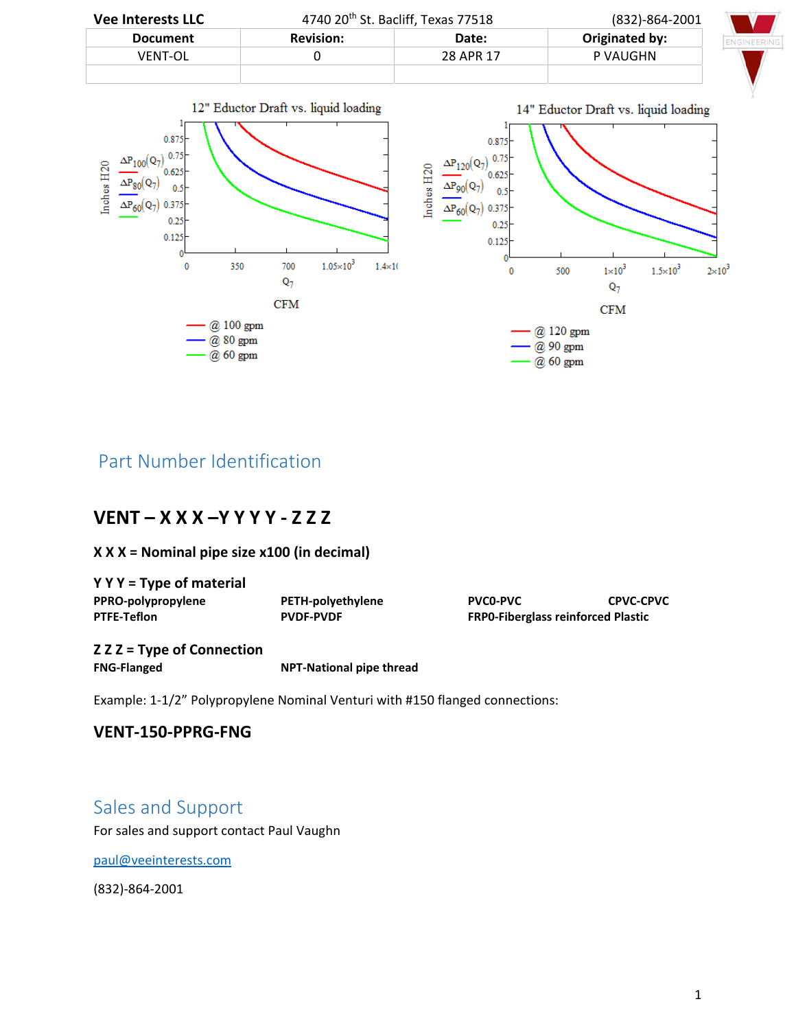| Vee Interests LLC | 4740 20th St. Bacliff, Texas 77518 | | (832)-864-2001 |
| --- | --- | --- | --- |
| Document | Revision: | Date: | Originated by: |
| VENT-OL | 0 | 28 APR 17 | P VAUGHN |
| | | | |

12" Eductor Draft vs. liquid loading

Inches H20

$\Delta P_{100}(Q_7)$
$\Delta P_{80}(Q_7)$
$\Delta P_{60}(Q_7)$

1
0.875
0.75
0.625
0.5
0.375
0.25
0.125
0

0 350 700 $1.05\times10^3$ $1.4\times10$

$Q_7$

CFM

@ 100 gpm
@ 80 gpm
@ 60 gpm

14" Eductor Draft vs. liquid loading

Inches H20

$\Delta P_{120}(Q_7)$
$\Delta P_{90}(Q_7)$
$\Delta P_{60}(Q_7)$

1
0.875
0.75
0.625
0.5
0.375
0.25
0.125
0

0 500 $1\times10^3$ $1.5\times10^3$ $2\times10^3$

$Q_7$

CFM

@ 120 gpm
@ 90 gpm
@ 60 gpm

## Part Number Identification

### VENT – X X X –Y Y Y Y - Z Z Z

**X X X = Nominal pipe size x100 (in decimal)**

**Y Y Y = Type of material**

**PPRO-polypropylene** **PETH-polyethylene** **PVC0-PVC** **CPVC-CPVC**
**PTFE-Teflon** **PVDF-PVDF** **FRP0-Fiberglass reinforced Plastic**

**Z Z Z = Type of Connection**

**FNG-Flanged** **NPT-National pipe thread**

Example: 1-1/2" Polypropylene Nominal Venturi with #150 flanged connections:

**VENT-150-PPRG-FNG**

## Sales and Support

For sales and support contact Paul Vaughn

paul@veeinterests.com

(832)-864-2001